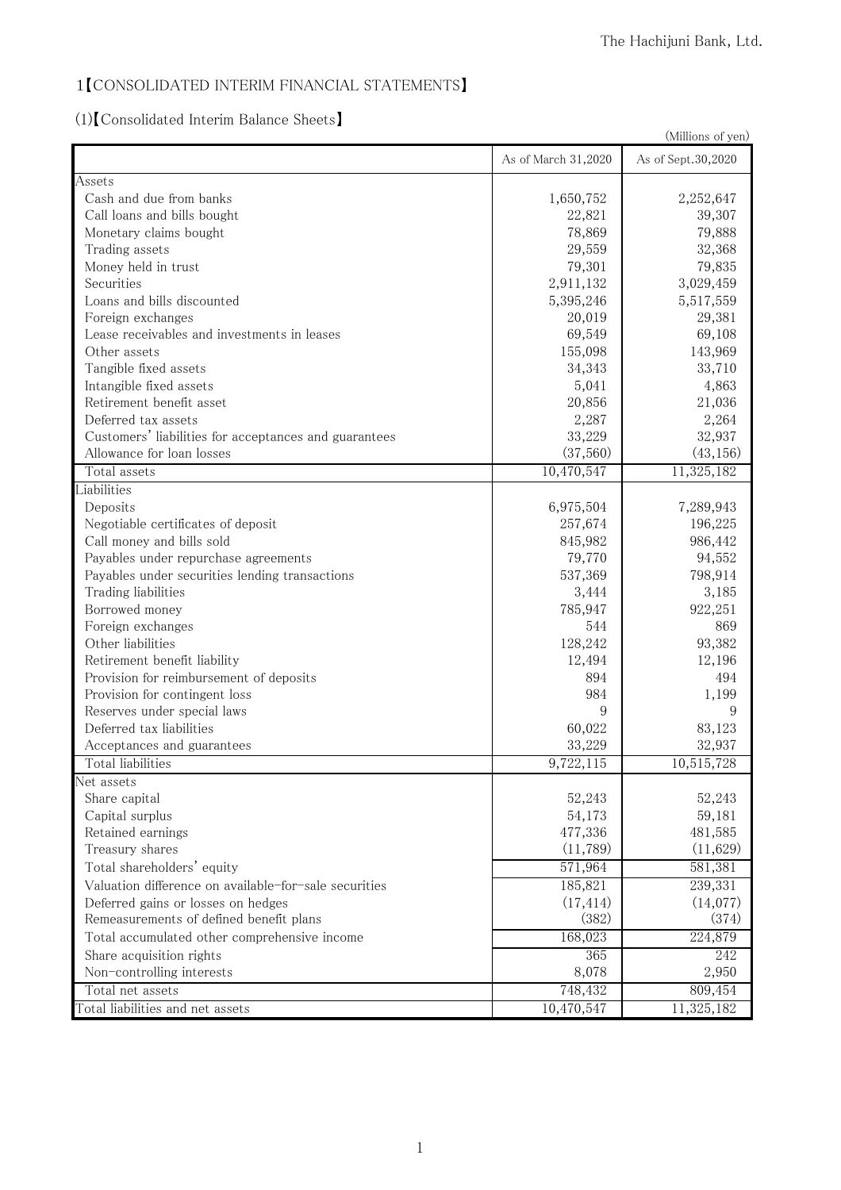# 1【CONSOLIDATED INTERIM FINANCIAL STATEMENTS】

## (1)【Consolidated Interim Balance Sheets】

(Millions of yen)

| | As of March 31,2020 | As of Sept.30,2020 |
|---|---|---|
| Assets | | |
| Cash and due from banks | 1,650,752 | 2,252,647 |
| Call loans and bills bought | 22,821 | 39,307 |
| Monetary claims bought | 78,869 | 79,888 |
| Trading assets | 29,559 | 32,368 |
| Money held in trust | 79,301 | 79,835 |
| Securities | 2,911,132 | 3,029,459 |
| Loans and bills discounted | 5,395,246 | 5,517,559 |
| Foreign exchanges | 20,019 | 29,381 |
| Lease receivables and investments in leases | 69,549 | 69,108 |
| Other assets | 155,098 | 143,969 |
| Tangible fixed assets | 34,343 | 33,710 |
| Intangible fixed assets | 5,041 | 4,863 |
| Retirement benefit asset | 20,856 | 21,036 |
| Deferred tax assets | 2,287 | 2,264 |
| Customers' liabilities for acceptances and guarantees | 33,229 | 32,937 |
| Allowance for loan losses | (37,560) | (43,156) |
| Total assets | 10,470,547 | 11,325,182 |
| Liabilities | | |
| Deposits | 6,975,504 | 7,289,943 |
| Negotiable certificates of deposit | 257,674 | 196,225 |
| Call money and bills sold | 845,982 | 986,442 |
| Payables under repurchase agreements | 79,770 | 94,552 |
| Payables under securities lending transactions | 537,369 | 798,914 |
| Trading liabilities | 3,444 | 3,185 |
| Borrowed money | 785,947 | 922,251 |
| Foreign exchanges | 544 | 869 |
| Other liabilities | 128,242 | 93,382 |
| Retirement benefit liability | 12,494 | 12,196 |
| Provision for reimbursement of deposits | 894 | 494 |
| Provision for contingent loss | 984 | 1,199 |
| Reserves under special laws | 9 | 9 |
| Deferred tax liabilities | 60,022 | 83,123 |
| Acceptances and guarantees | 33,229 | 32,937 |
| Total liabilities | 9,722,115 | 10,515,728 |
| Net assets | | |
| Share capital | 52,243 | 52,243 |
| Capital surplus | 54,173 | 59,181 |
| Retained earnings | 477,336 | 481,585 |
| Treasury shares | (11,789) | (11,629) |
| Total shareholders' equity | 571,964 | 581,381 |
| Valuation difference on available-for-sale securities | 185,821 | 239,331 |
| Deferred gains or losses on hedges | (17,414) | (14,077) |
| Remeasurements of defined benefit plans | (382) | (374) |
| Total accumulated other comprehensive income | 168,023 | 224,879 |
| Share acquisition rights | 365 | 242 |
| Non-controlling interests | 8,078 | 2,950 |
| Total net assets | 748,432 | 809,454 |
| Total liabilities and net assets | 10,470,547 | 11,325,182 |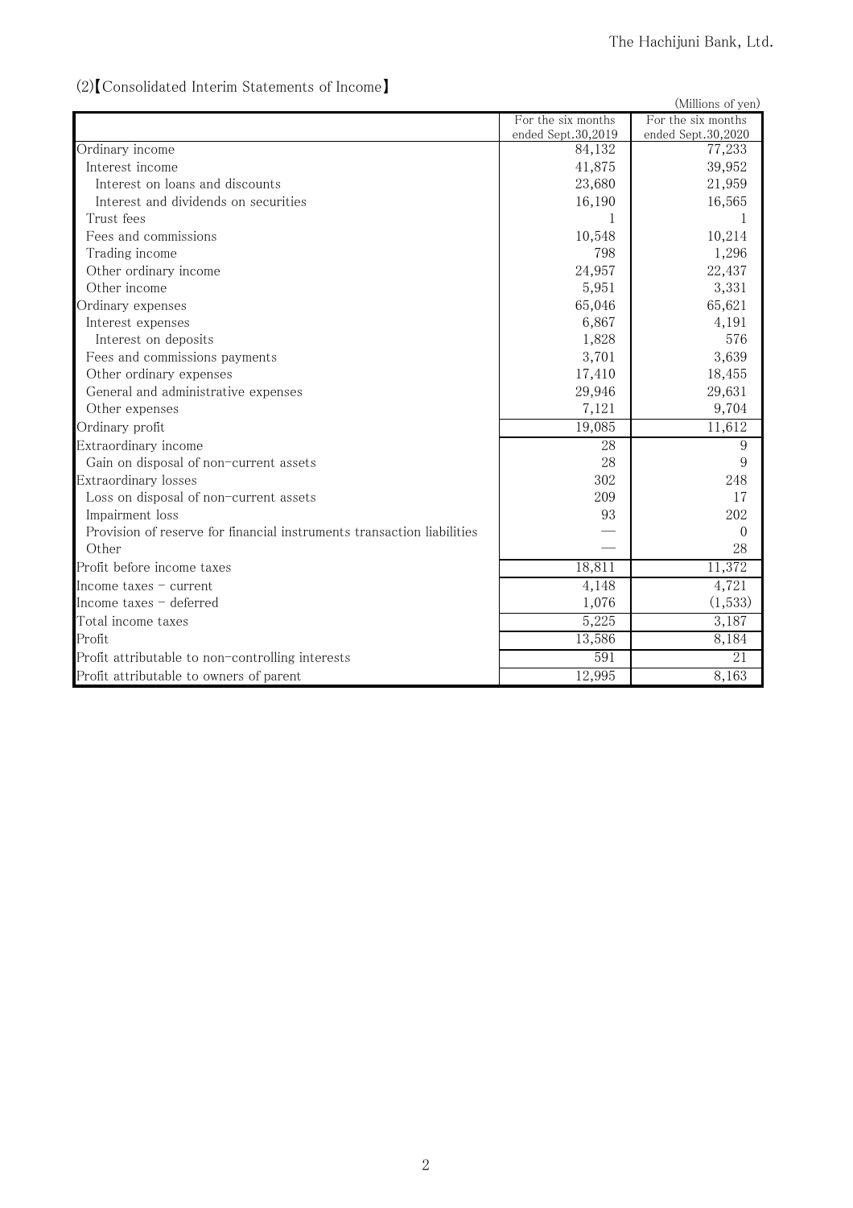## (2)【Consolidated Interim Statements of Income】

(Millions of yen)

| | For the six months ended Sept.30,2019 | For the six months ended Sept.30,2020 |
|---|---|---|
| Ordinary income | 84,132 | 77,233 |
| Interest income | 41,875 | 39,952 |
| Interest on loans and discounts | 23,680 | 21,959 |
| Interest and dividends on securities | 16,190 | 16,565 |
| Trust fees | 1 | 1 |
| Fees and commissions | 10,548 | 10,214 |
| Trading income | 798 | 1,296 |
| Other ordinary income | 24,957 | 22,437 |
| Other income | 5,951 | 3,331 |
| Ordinary expenses | 65,046 | 65,621 |
| Interest expenses | 6,867 | 4,191 |
| Interest on deposits | 1,828 | 576 |
| Fees and commissions payments | 3,701 | 3,639 |
| Other ordinary expenses | 17,410 | 18,455 |
| General and administrative expenses | 29,946 | 29,631 |
| Other expenses | 7,121 | 9,704 |
| Ordinary profit | 19,085 | 11,612 |
| Extraordinary income | 28 | 9 |
| Gain on disposal of non-current assets | 28 | 9 |
| Extraordinary losses | 302 | 248 |
| Loss on disposal of non-current assets | 209 | 17 |
| Impairment loss | 93 | 202 |
| Provision of reserve for financial instruments transaction liabilities | — | 0 |
| Other | — | 28 |
| Profit before income taxes | 18,811 | 11,372 |
| Income taxes - current | 4,148 | 4,721 |
| Income taxes - deferred | 1,076 | (1,533) |
| Total income taxes | 5,225 | 3,187 |
| Profit | 13,586 | 8,184 |
| Profit attributable to non-controlling interests | 591 | 21 |
| Profit attributable to owners of parent | 12,995 | 8,163 |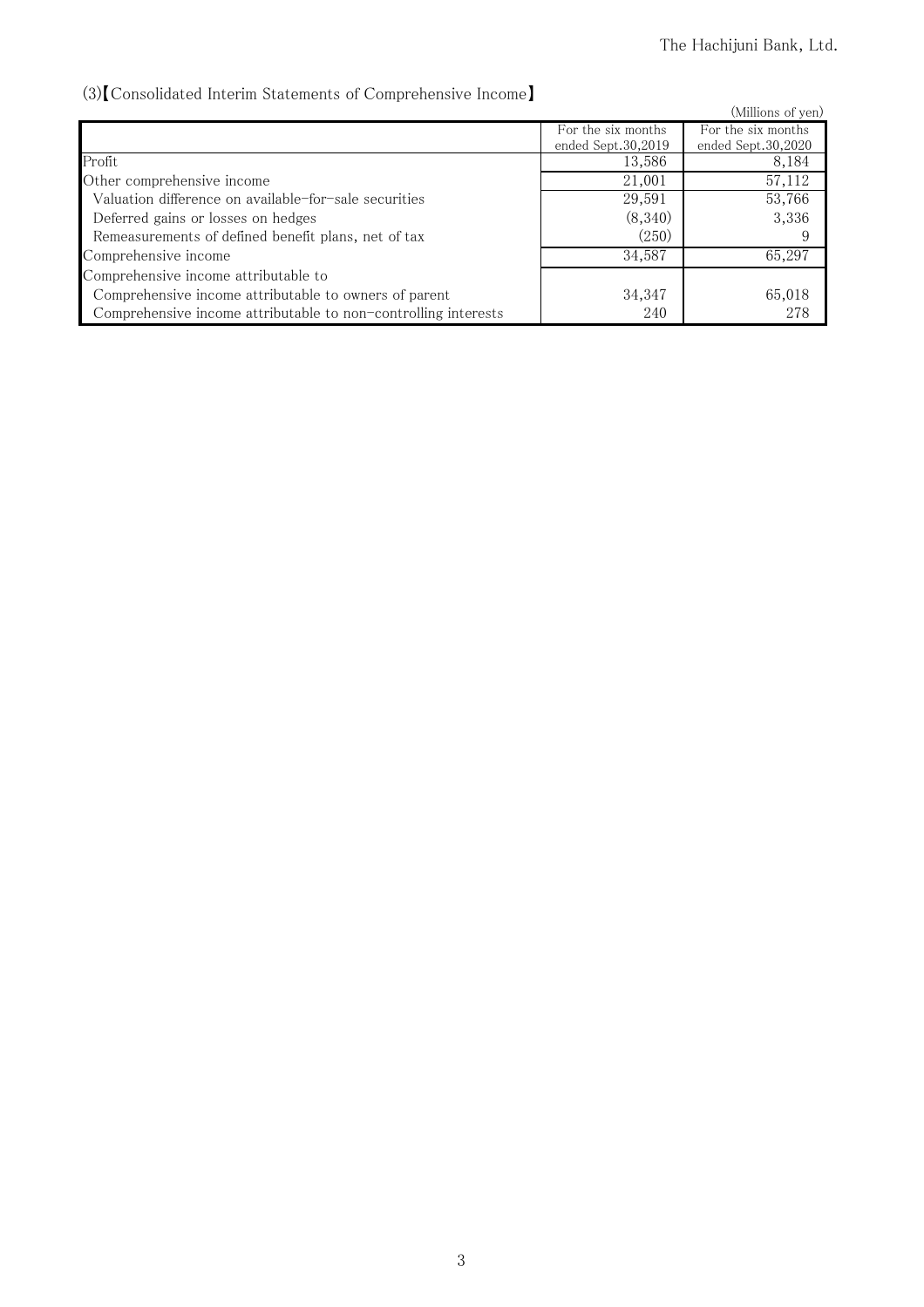(3)【Consolidated Interim Statements of Comprehensive Income】

(Millions of yen)

| | For the six months ended Sept.30,2019 | For the six months ended Sept.30,2020 |
|---|---|---|
| Profit | 13,586 | 8,184 |
| Other comprehensive income | 21,001 | 57,112 |
| Valuation difference on available-for-sale securities | 29,591 | 53,766 |
| Deferred gains or losses on hedges | (8,340) | 3,336 |
| Remeasurements of defined benefit plans, net of tax | (250) | 9 |
| Comprehensive income | 34,587 | 65,297 |
| Comprehensive income attributable to | | |
| Comprehensive income attributable to owners of parent | 34,347 | 65,018 |
| Comprehensive income attributable to non-controlling interests | 240 | 278 |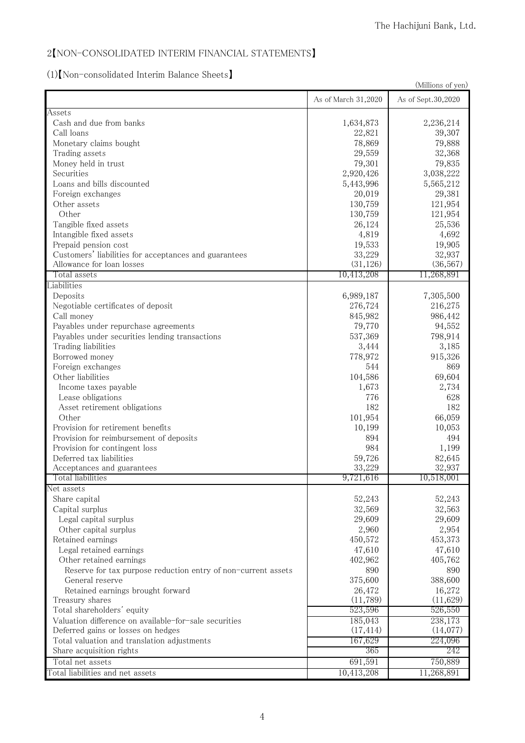## 2【NON-CONSOLIDATED INTERIM FINANCIAL STATEMENTS】

### (1)【Non-consolidated Interim Balance Sheets】

(Millions of yen)

| | As of March 31,2020 | As of Sept.30,2020 |
|---|---|---|
| Assets | | |
| Cash and due from banks | 1,634,873 | 2,236,214 |
| Call loans | 22,821 | 39,307 |
| Monetary claims bought | 78,869 | 79,888 |
| Trading assets | 29,559 | 32,368 |
| Money held in trust | 79,301 | 79,835 |
| Securities | 2,920,426 | 3,038,222 |
| Loans and bills discounted | 5,443,996 | 5,565,212 |
| Foreign exchanges | 20,019 | 29,381 |
| Other assets | 130,759 | 121,954 |
| Other | 130,759 | 121,954 |
| Tangible fixed assets | 26,124 | 25,536 |
| Intangible fixed assets | 4,819 | 4,692 |
| Prepaid pension cost | 19,533 | 19,905 |
| Customers' liabilities for acceptances and guarantees | 33,229 | 32,937 |
| Allowance for loan losses | (31,126) | (36,567) |
| Total assets | 10,413,208 | 11,268,891 |
| Liabilities | | |
| Deposits | 6,989,187 | 7,305,500 |
| Negotiable certificates of deposit | 276,724 | 216,275 |
| Call money | 845,982 | 986,442 |
| Payables under repurchase agreements | 79,770 | 94,552 |
| Payables under securities lending transactions | 537,369 | 798,914 |
| Trading liabilities | 3,444 | 3,185 |
| Borrowed money | 778,972 | 915,326 |
| Foreign exchanges | 544 | 869 |
| Other liabilities | 104,586 | 69,604 |
| Income taxes payable | 1,673 | 2,734 |
| Lease obligations | 776 | 628 |
| Asset retirement obligations | 182 | 182 |
| Other | 101,954 | 66,059 |
| Provision for retirement benefits | 10,199 | 10,053 |
| Provision for reimbursement of deposits | 894 | 494 |
| Provision for contingent loss | 984 | 1,199 |
| Deferred tax liabilities | 59,726 | 82,645 |
| Acceptances and guarantees | 33,229 | 32,937 |
| Total liabilities | 9,721,616 | 10,518,001 |
| Net assets | | |
| Share capital | 52,243 | 52,243 |
| Capital surplus | 32,569 | 32,563 |
| Legal capital surplus | 29,609 | 29,609 |
| Other capital surplus | 2,960 | 2,954 |
| Retained earnings | 450,572 | 453,373 |
| Legal retained earnings | 47,610 | 47,610 |
| Other retained earnings | 402,962 | 405,762 |
| Reserve for tax purpose reduction entry of non-current assets | 890 | 890 |
| General reserve | 375,600 | 388,600 |
| Retained earnings brought forward | 26,472 | 16,272 |
| Treasury shares | (11,789) | (11,629) |
| Total shareholders' equity | 523,596 | 526,550 |
| Valuation difference on available-for-sale securities | 185,043 | 238,173 |
| Deferred gains or losses on hedges | (17,414) | (14,077) |
| Total valuation and translation adjustments | 167,629 | 224,096 |
| Share acquisition rights | 365 | 242 |
| Total net assets | 691,591 | 750,889 |
| Total liabilities and net assets | 10,413,208 | 11,268,891 |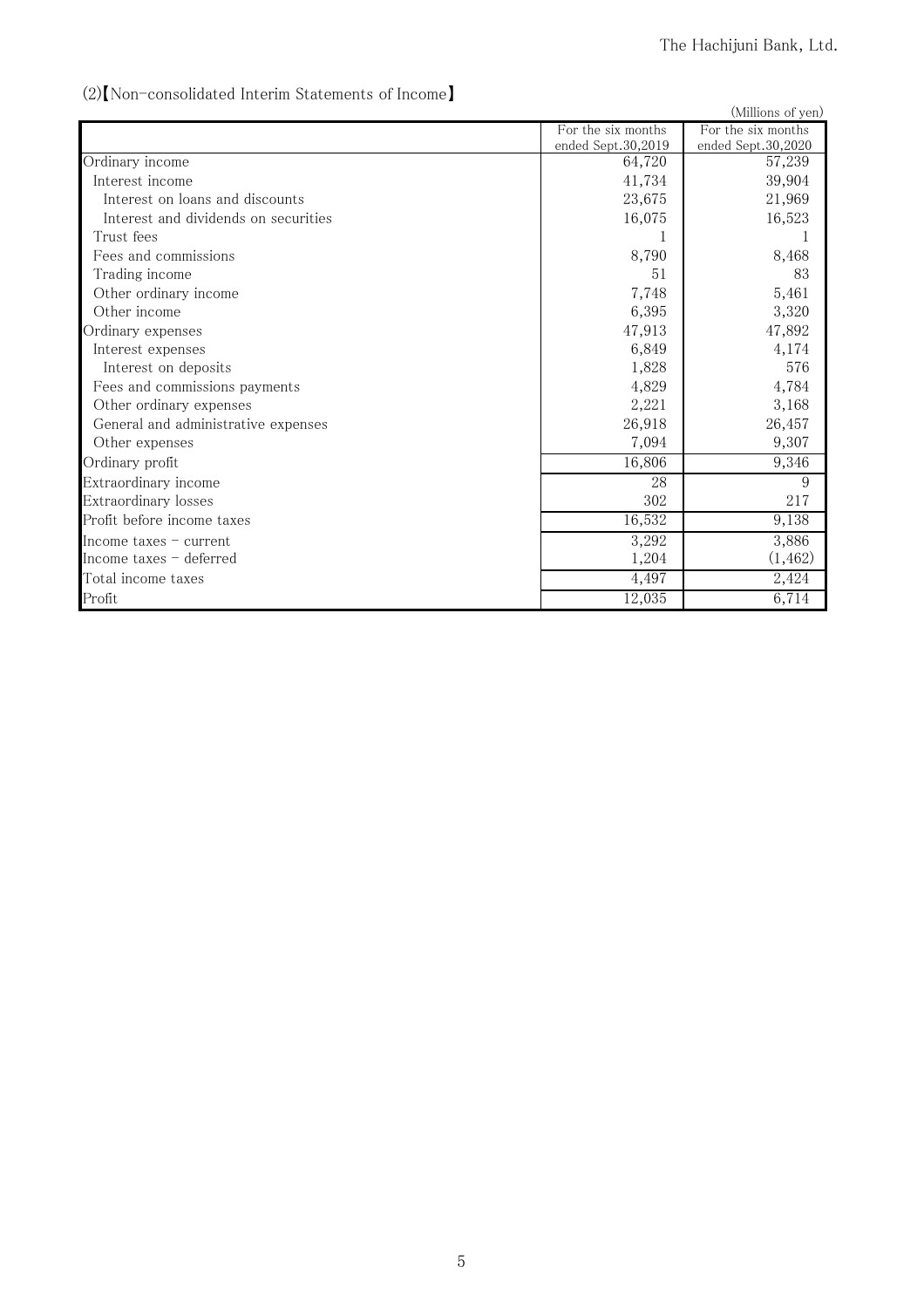## (2)【Non-consolidated Interim Statements of Income】

(Millions of yen)

| | For the six months ended Sept.30,2019 | For the six months ended Sept.30,2020 |
|---|---|---|
| Ordinary income | 64,720 | 57,239 |
| Interest income | 41,734 | 39,904 |
| Interest on loans and discounts | 23,675 | 21,969 |
| Interest and dividends on securities | 16,075 | 16,523 |
| Trust fees | 1 | 1 |
| Fees and commissions | 8,790 | 8,468 |
| Trading income | 51 | 83 |
| Other ordinary income | 7,748 | 5,461 |
| Other income | 6,395 | 3,320 |
| Ordinary expenses | 47,913 | 47,892 |
| Interest expenses | 6,849 | 4,174 |
| Interest on deposits | 1,828 | 576 |
| Fees and commissions payments | 4,829 | 4,784 |
| Other ordinary expenses | 2,221 | 3,168 |
| General and administrative expenses | 26,918 | 26,457 |
| Other expenses | 7,094 | 9,307 |
| Ordinary profit | 16,806 | 9,346 |
| Extraordinary income | 28 | 9 |
| Extraordinary losses | 302 | 217 |
| Profit before income taxes | 16,532 | 9,138 |
| Income taxes – current | 3,292 | 3,886 |
| Income taxes – deferred | 1,204 | (1,462) |
| Total income taxes | 4,497 | 2,424 |
| Profit | 12,035 | 6,714 |